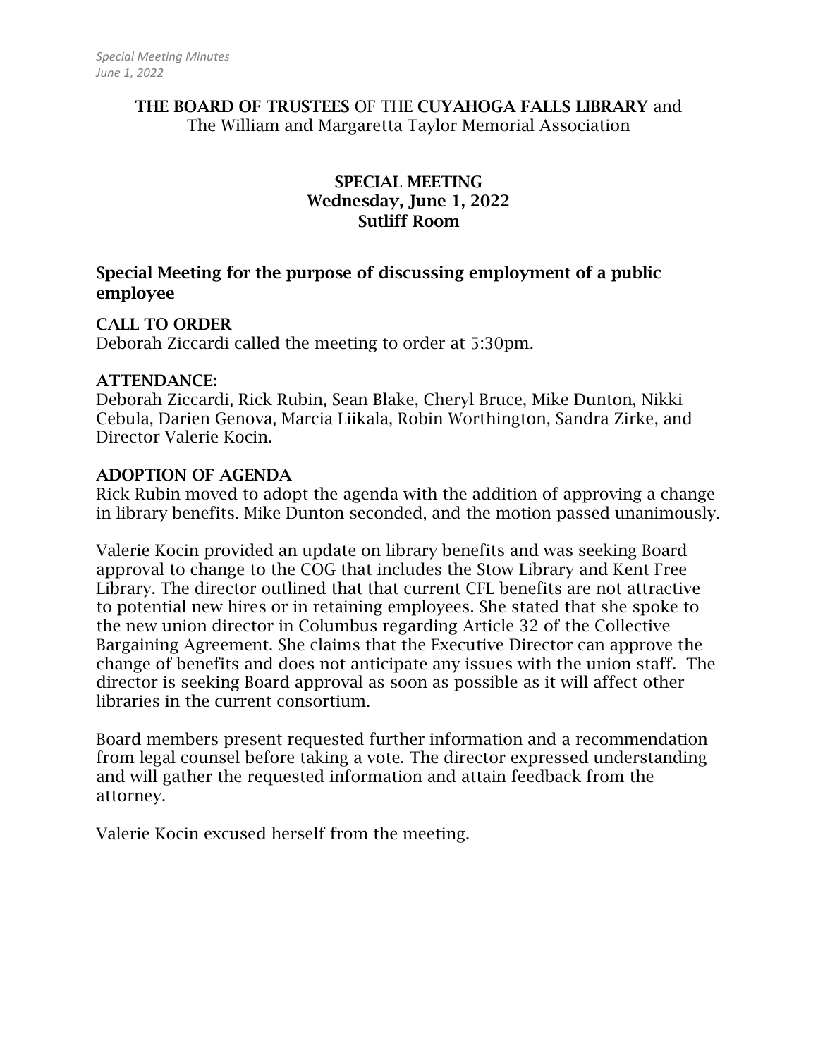**THE BOARD OF TRUSTEES** OF THE **CUYAHOGA FALLS LIBRARY** and
The William and Margaretta Taylor Memorial Association

**SPECIAL MEETING**
**Wednesday, June 1, 2022**
**Sutliff Room**

### Special Meeting for the purpose of discussing employment of a public employee

### CALL TO ORDER

Deborah Ziccardi called the meeting to order at 5:30pm.

### ATTENDANCE:

Deborah Ziccardi, Rick Rubin, Sean Blake, Cheryl Bruce, Mike Dunton, Nikki Cebula, Darien Genova, Marcia Liikala, Robin Worthington, Sandra Zirke, and Director Valerie Kocin.

### ADOPTION OF AGENDA

Rick Rubin moved to adopt the agenda with the addition of approving a change in library benefits. Mike Dunton seconded, and the motion passed unanimously.

Valerie Kocin provided an update on library benefits and was seeking Board approval to change to the COG that includes the Stow Library and Kent Free Library. The director outlined that that current CFL benefits are not attractive to potential new hires or in retaining employees. She stated that she spoke to the new union director in Columbus regarding Article 32 of the Collective Bargaining Agreement. She claims that the Executive Director can approve the change of benefits and does not anticipate any issues with the union staff. The director is seeking Board approval as soon as possible as it will affect other libraries in the current consortium.

Board members present requested further information and a recommendation from legal counsel before taking a vote. The director expressed understanding and will gather the requested information and attain feedback from the attorney.

Valerie Kocin excused herself from the meeting.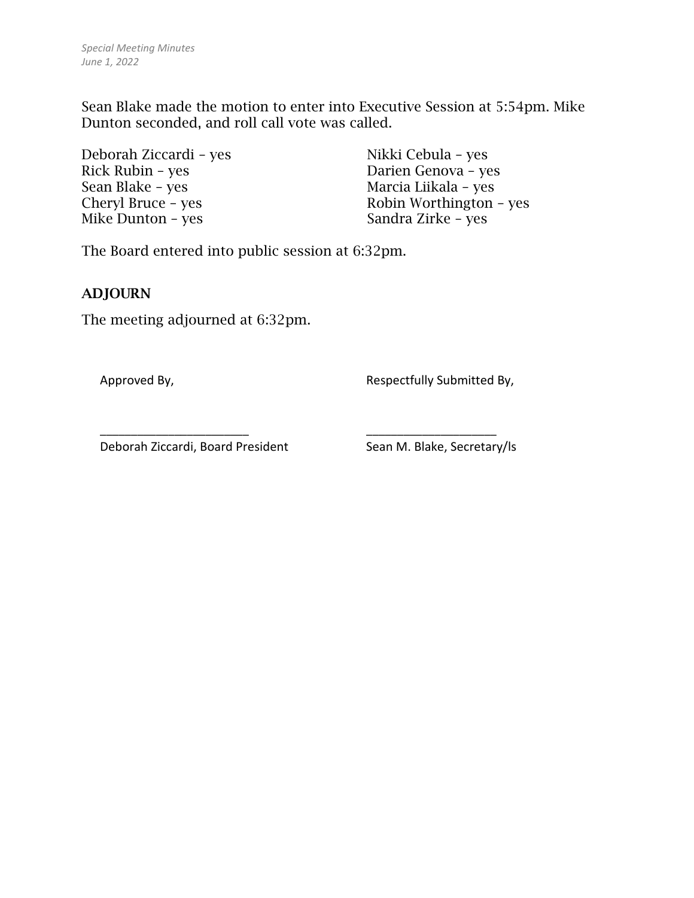Sean Blake made the motion to enter into Executive Session at 5:54pm. Mike Dunton seconded, and roll call vote was called.

Deborah Ziccardi – yes
Rick Rubin – yes
Sean Blake – yes
Cheryl Bruce – yes
Mike Dunton – yes
Nikki Cebula – yes
Darien Genova – yes
Marcia Liikala – yes
Robin Worthington – yes
Sandra Zirke – yes

The Board entered into public session at 6:32pm.

## ADJOURN

The meeting adjourned at 6:32pm.

Approved By,

______________________
Deborah Ziccardi, Board President

Respectfully Submitted By,

___________________
Sean M. Blake, Secretary/ls